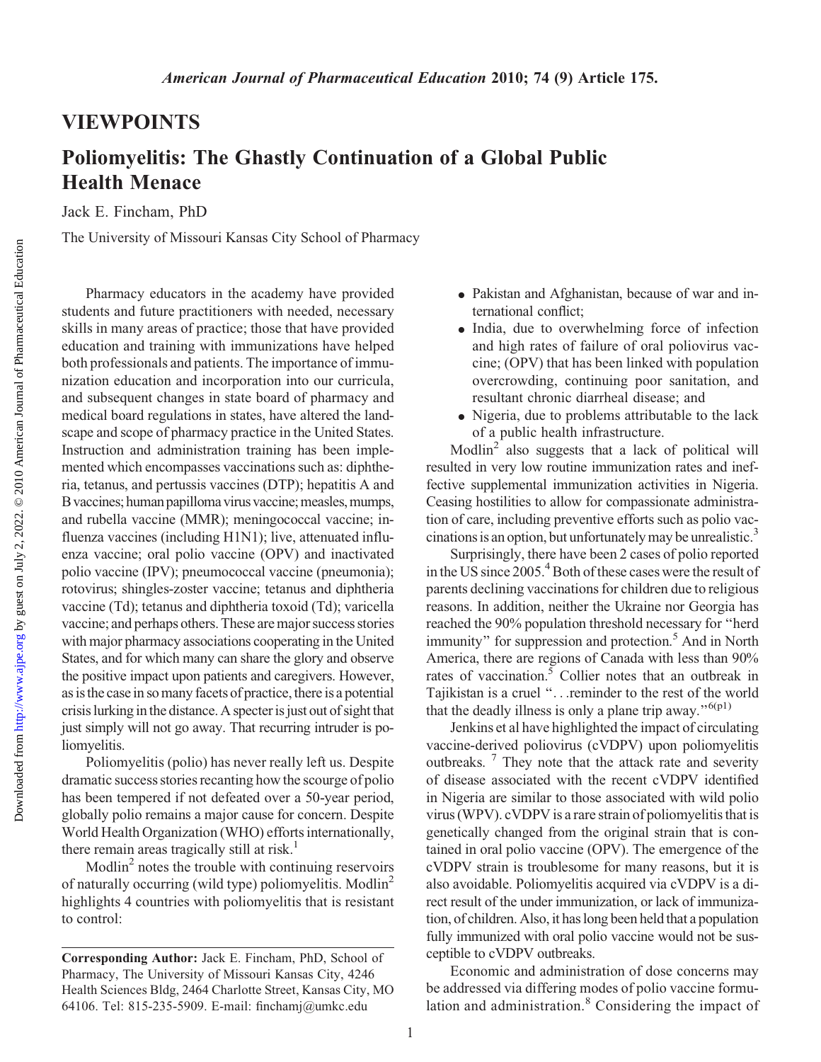## VIEWPOINTS

# Poliomyelitis: The Ghastly Continuation of a Global Public Health Menace

Jack E. Fincham, PhD

The University of Missouri Kansas City School of Pharmacy

Pharmacy educators in the academy have provided students and future practitioners with needed, necessary skills in many areas of practice; those that have provided education and training with immunizations have helped both professionals and patients. The importance of immunization education and incorporation into our curricula, and subsequent changes in state board of pharmacy and medical board regulations in states, have altered the landscape and scope of pharmacy practice in the United States. Instruction and administration training has been implemented which encompasses vaccinations such as: diphtheria, tetanus, and pertussis vaccines (DTP); hepatitis A and B vaccines; human papilloma virus vaccine; measles, mumps, and rubella vaccine (MMR); meningococcal vaccine; influenza vaccines (including H1N1); live, attenuated influenza vaccine; oral polio vaccine (OPV) and inactivated polio vaccine (IPV); pneumococcal vaccine (pneumonia); rotovirus; shingles-zoster vaccine; tetanus and diphtheria vaccine (Td); tetanus and diphtheria toxoid (Td); varicella vaccine; and perhaps others. These are major success stories with major pharmacy associations cooperating in the United States, and for which many can share the glory and observe the positive impact upon patients and caregivers. However, as is the case in so many facets of practice, there is a potential crisis lurking in the distance. A specter is just out of sight that just simply will not go away. That recurring intruder is poliomyelitis.

Poliomyelitis (polio) has never really left us. Despite dramatic success stories recanting how the scourge of polio has been tempered if not defeated over a 50-year period, globally polio remains a major cause for concern. Despite World Health Organization (WHO) efforts internationally, there remain areas tragically still at risk.[1]

Modlin[2] notes the trouble with continuing reservoirs of naturally occurring (wild type) poliomyelitis. Modlin[2] highlights 4 countries with poliomyelitis that is resistant to control:

- Pakistan and Afghanistan, because of war and international conflict;
- India, due to overwhelming force of infection and high rates of failure of oral poliovirus vaccine; (OPV) that has been linked with population overcrowding, continuing poor sanitation, and resultant chronic diarrheal disease; and
- Nigeria, due to problems attributable to the lack of a public health infrastructure.

Modlin[2] also suggests that a lack of political will resulted in very low routine immunization rates and ineffective supplemental immunization activities in Nigeria. Ceasing hostilities to allow for compassionate administration of care, including preventive efforts such as polio vaccinations is an option, but unfortunately may be unrealistic.[3]

Surprisingly, there have been 2 cases of polio reported in the US since 2005.[4] Both of these cases were the result of parents declining vaccinations for children due to religious reasons. In addition, neither the Ukraine nor Georgia has reached the 90% population threshold necessary for "herd immunity" for suppression and protection.[5] And in North America, there are regions of Canada with less than 90% rates of vaccination.[5] Collier notes that an outbreak in Tajikistan is a cruel "...reminder to the rest of the world that the deadly illness is only a plane trip away."[6(p1)]

Jenkins et al have highlighted the impact of circulating vaccine-derived poliovirus (cVDPV) upon poliomyelitis outbreaks.[7] They note that the attack rate and severity of disease associated with the recent cVDPV identified in Nigeria are similar to those associated with wild polio virus (WPV). cVDPV is a rare strain of poliomyelitis that is genetically changed from the original strain that is contained in oral polio vaccine (OPV). The emergence of the cVDPV strain is troublesome for many reasons, but it is also avoidable. Poliomyelitis acquired via cVDPV is a direct result of the under immunization, or lack of immunization, of children. Also, it has long been held that a population fully immunized with oral polio vaccine would not be susceptible to cVDPV outbreaks.

Economic and administration of dose concerns may be addressed via differing modes of polio vaccine formulation and administration.[8] Considering the impact of

---

**Corresponding Author:** Jack E. Fincham, PhD, School of Pharmacy, The University of Missouri Kansas City, 4246 Health Sciences Bldg, 2464 Charlotte Street, Kansas City, MO 64106. Tel: 815-235-5909. E-mail: finchamj@umkc.edu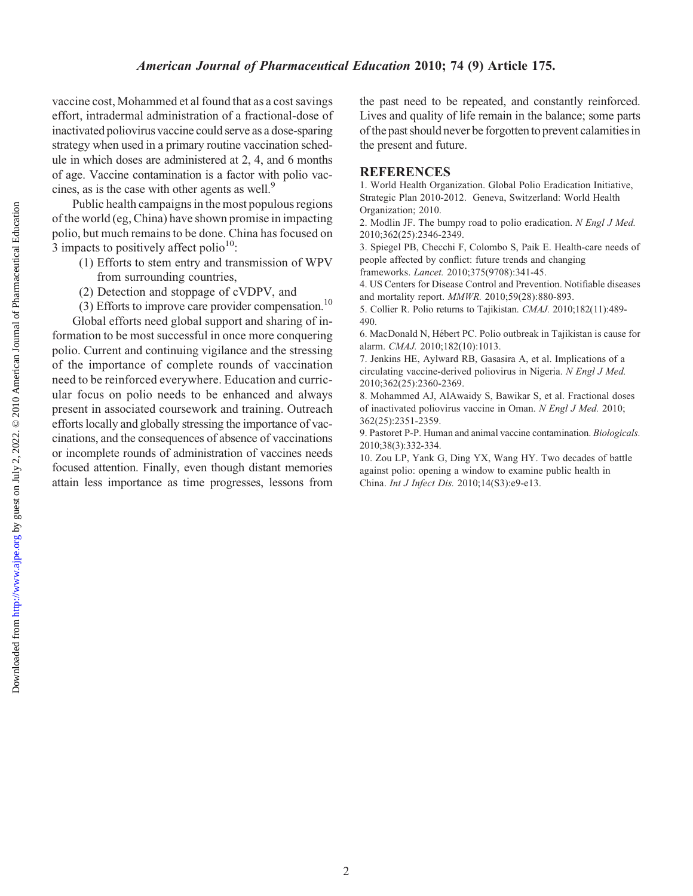vaccine cost, Mohammed et al found that as a cost savings effort, intradermal administration of a fractional-dose of inactivated poliovirus vaccine could serve as a dose-sparing strategy when used in a primary routine vaccination schedule in which doses are administered at 2, 4, and 6 months of age. Vaccine contamination is a factor with polio vaccines, as is the case with other agents as well.[9]

Public health campaigns in the most populous regions of the world (eg, China) have shown promise in impacting polio, but much remains to be done. China has focused on 3 impacts to positively affect polio[10]:

(1) Efforts to stem entry and transmission of WPV from surrounding countries,

(2) Detection and stoppage of cVDPV, and

(3) Efforts to improve care provider compensation.[10]

Global efforts need global support and sharing of information to be most successful in once more conquering polio. Current and continuing vigilance and the stressing of the importance of complete rounds of vaccination need to be reinforced everywhere. Education and curricular focus on polio needs to be enhanced and always present in associated coursework and training. Outreach efforts locally and globally stressing the importance of vaccinations, and the consequences of absence of vaccinations or incomplete rounds of administration of vaccines needs focused attention. Finally, even though distant memories attain less importance as time progresses, lessons from the past need to be repeated, and constantly reinforced. Lives and quality of life remain in the balance; some parts of the past should never be forgotten to prevent calamities in the present and future.

## REFERENCES

1. World Health Organization. Global Polio Eradication Initiative, Strategic Plan 2010-2012. Geneva, Switzerland: World Health Organization; 2010.
2. Modlin JF. The bumpy road to polio eradication. *N Engl J Med.* 2010;362(25):2346-2349.
3. Spiegel PB, Checchi F, Colombo S, Paik E. Health-care needs of people affected by conflict: future trends and changing frameworks. *Lancet.* 2010;375(9708):341-45.
4. US Centers for Disease Control and Prevention. Notifiable diseases and mortality report. *MMWR.* 2010;59(28):880-893.
5. Collier R. Polio returns to Tajikistan. *CMAJ.* 2010;182(11):489-490.
6. MacDonald N, Hébert PC. Polio outbreak in Tajikistan is cause for alarm. *CMAJ.* 2010;182(10):1013.
7. Jenkins HE, Aylward RB, Gasasira A, et al. Implications of a circulating vaccine-derived poliovirus in Nigeria. *N Engl J Med.* 2010;362(25):2360-2369.
8. Mohammed AJ, AlAwaidy S, Bawikar S, et al. Fractional doses of inactivated poliovirus vaccine in Oman. *N Engl J Med.* 2010; 362(25):2351-2359.
9. Pastoret P-P. Human and animal vaccine contamination. *Biologicals.* 2010;38(3):332-334.
10. Zou LP, Yank G, Ding YX, Wang HY. Two decades of battle against polio: opening a window to examine public health in China. *Int J Infect Dis.* 2010;14(S3):e9-e13.